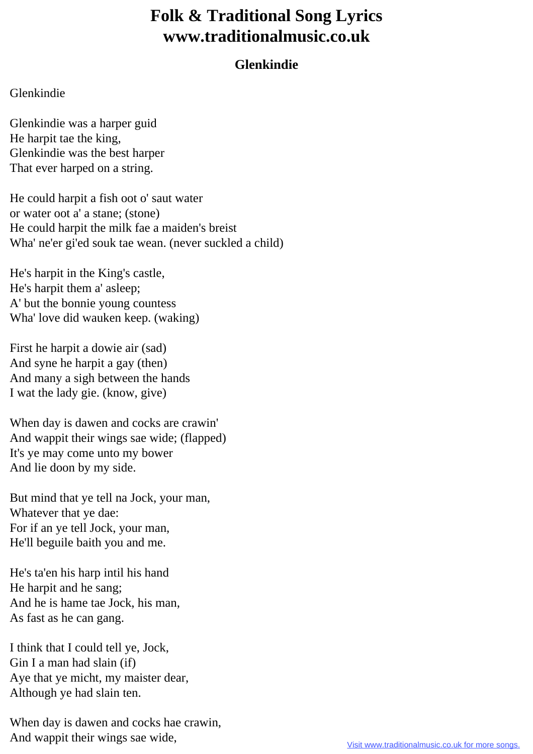# Folk & Traditional Song Lyrics www.traditionalmusic.co.uk

### Glenkindie

Glenkindie

Glenkindie was a harper guid  
He harpit tae the king,  
Glenkindie was the best harper  
That ever harped on a string.

He could harpit a fish oot o' saut water  
or water oot a' a stane; (stone)  
He could harpit the milk fae a maiden's breist  
Wha' ne'er gi'ed souk tae wean. (never suckled a child)

He's harpit in the King's castle,  
He's harpit them a' asleep;  
A' but the bonnie young countess  
Wha' love did wauken keep. (waking)

First he harpit a dowie air (sad)  
And syne he harpit a gay (then)  
And many a sigh between the hands  
I wat the lady gie. (know, give)

When day is dawen and cocks are crawin'  
And wappit their wings sae wide; (flapped)  
It's ye may come unto my bower  
And lie doon by my side.

But mind that ye tell na Jock, your man,  
Whatever that ye dae:  
For if an ye tell Jock, your man,  
He'll beguile baith you and me.

He's ta'en his harp intil his hand  
He harpit and he sang;  
And he is hame tae Jock, his man,  
As fast as he can gang.

I think that I could tell ye, Jock,  
Gin I a man had slain (if)  
Aye that ye micht, my maister dear,  
Although ye had slain ten.

When day is dawen and cocks hae crawin,  
And wappit their wings sae wide,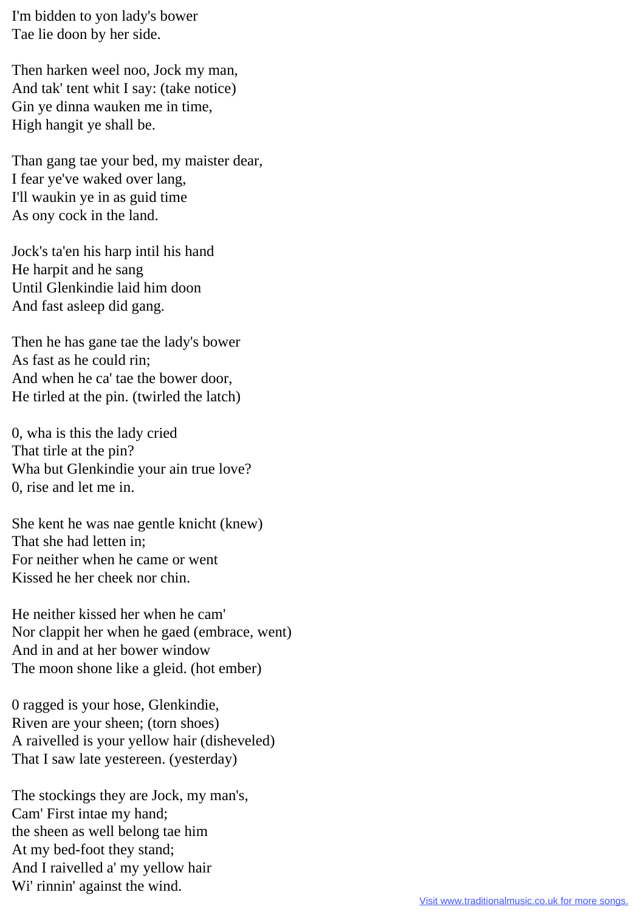I'm bidden to yon lady's bower
Tae lie doon by her side.

Then harken weel noo, Jock my man,
And tak' tent whit I say: (take notice)
Gin ye dinna wauken me in time,
High hangit ye shall be.

Than gang tae your bed, my maister dear,
I fear ye've waked over lang,
I'll waukin ye in as guid time
As ony cock in the land.

Jock's ta'en his harp intil his hand
He harpit and he sang
Until Glenkindie laid him doon
And fast asleep did gang.

Then he has gane tae the lady's bower
As fast as he could rin;
And when he ca' tae the bower door,
He tirled at the pin. (twirled the latch)

0, wha is this the lady cried
That tirle at the pin?
Wha but Glenkindie your ain true love?
0, rise and let me in.

She kent he was nae gentle knicht (knew)
That she had letten in;
For neither when he came or went
Kissed he her cheek nor chin.

He neither kissed her when he cam'
Nor clappit her when he gaed (embrace, went)
And in and at her bower window
The moon shone like a gleid. (hot ember)

0 ragged is your hose, Glenkindie,
Riven are your sheen; (torn shoes)
A raivelled is your yellow hair (disheveled)
That I saw late yestereen. (yesterday)

The stockings they are Jock, my man's,
Cam' First intae my hand;
the sheen as well belong tae him
At my bed-foot they stand;
And I raivelled a' my yellow hair
Wi' rinnin' against the wind.

Visit www.traditionalmusic.co.uk for more songs.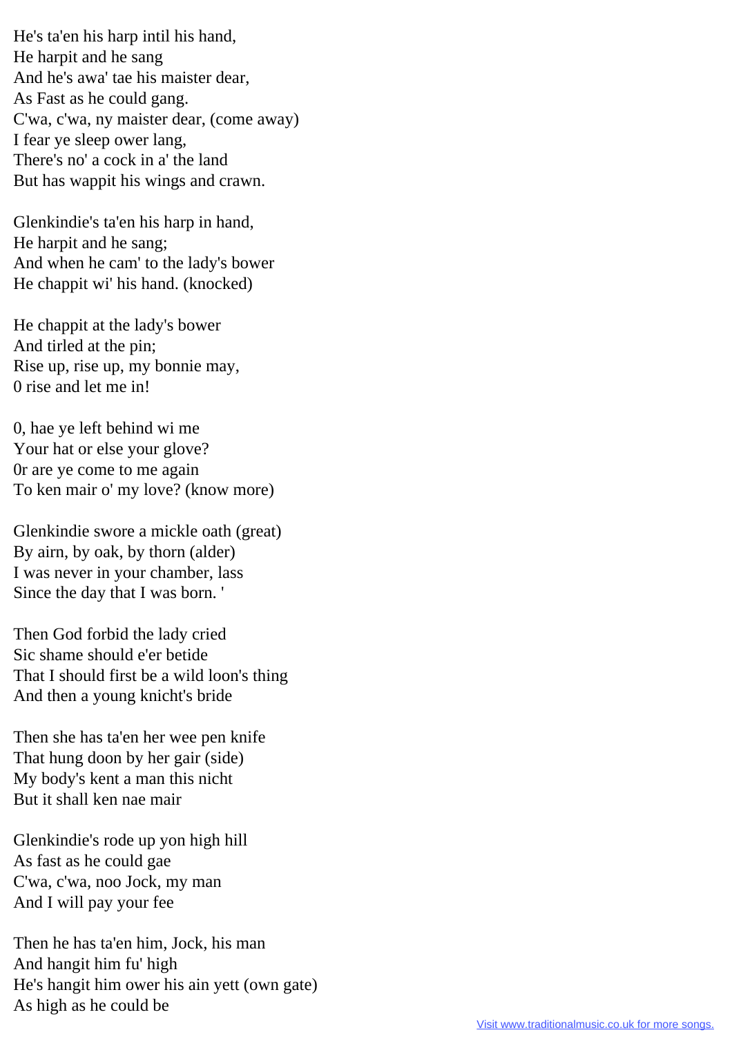He's ta'en his harp intil his hand,
He harpit and he sang
And he's awa' tae his maister dear,
As Fast as he could gang.
C'wa, c'wa, ny maister dear, (come away)
I fear ye sleep ower lang,
There's no' a cock in a' the land
But has wappit his wings and crawn.

Glenkindie's ta'en his harp in hand,
He harpit and he sang;
And when he cam' to the lady's bower
He chappit wi' his hand. (knocked)

He chappit at the lady's bower
And tirled at the pin;
Rise up, rise up, my bonnie may,
0 rise and let me in!

0, hae ye left behind wi me
Your hat or else your glove?
0r are ye come to me again
To ken mair o' my love? (know more)

Glenkindie swore a mickle oath (great)
By airn, by oak, by thorn (alder)
I was never in your chamber, lass
Since the day that I was born. '

Then God forbid the lady cried
Sic shame should e'er betide
That I should first be a wild loon's thing
And then a young knicht's bride

Then she has ta'en her wee pen knife
That hung doon by her gair (side)
My body's kent a man this nicht
But it shall ken nae mair

Glenkindie's rode up yon high hill
As fast as he could gae
C'wa, c'wa, noo Jock, my man
And I will pay your fee

Then he has ta'en him, Jock, his man
And hangit him fu' high
He's hangit him ower his ain yett (own gate)
As high as he could be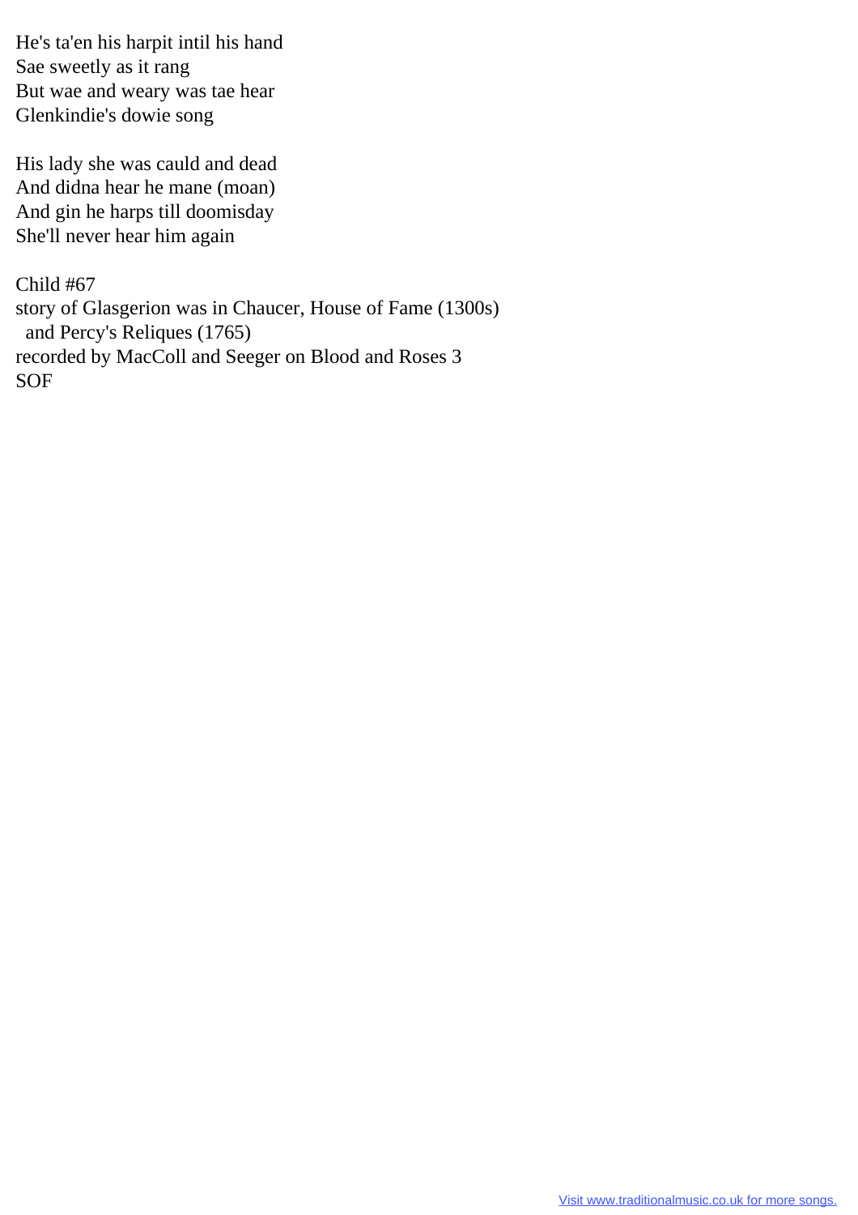He's ta'en his harpit intil his hand
Sae sweetly as it rang
But wae and weary was tae hear
Glenkindie's dowie song

His lady she was cauld and dead
And didna hear he mane (moan)
And gin he harps till doomisday
She'll never hear him again

Child #67
story of Glasgerion was in Chaucer, House of Fame (1300s)
and Percy's Reliques (1765)
recorded by MacColl and Seeger on Blood and Roses 3
SOF

Visit www.traditionalmusic.co.uk for more songs.